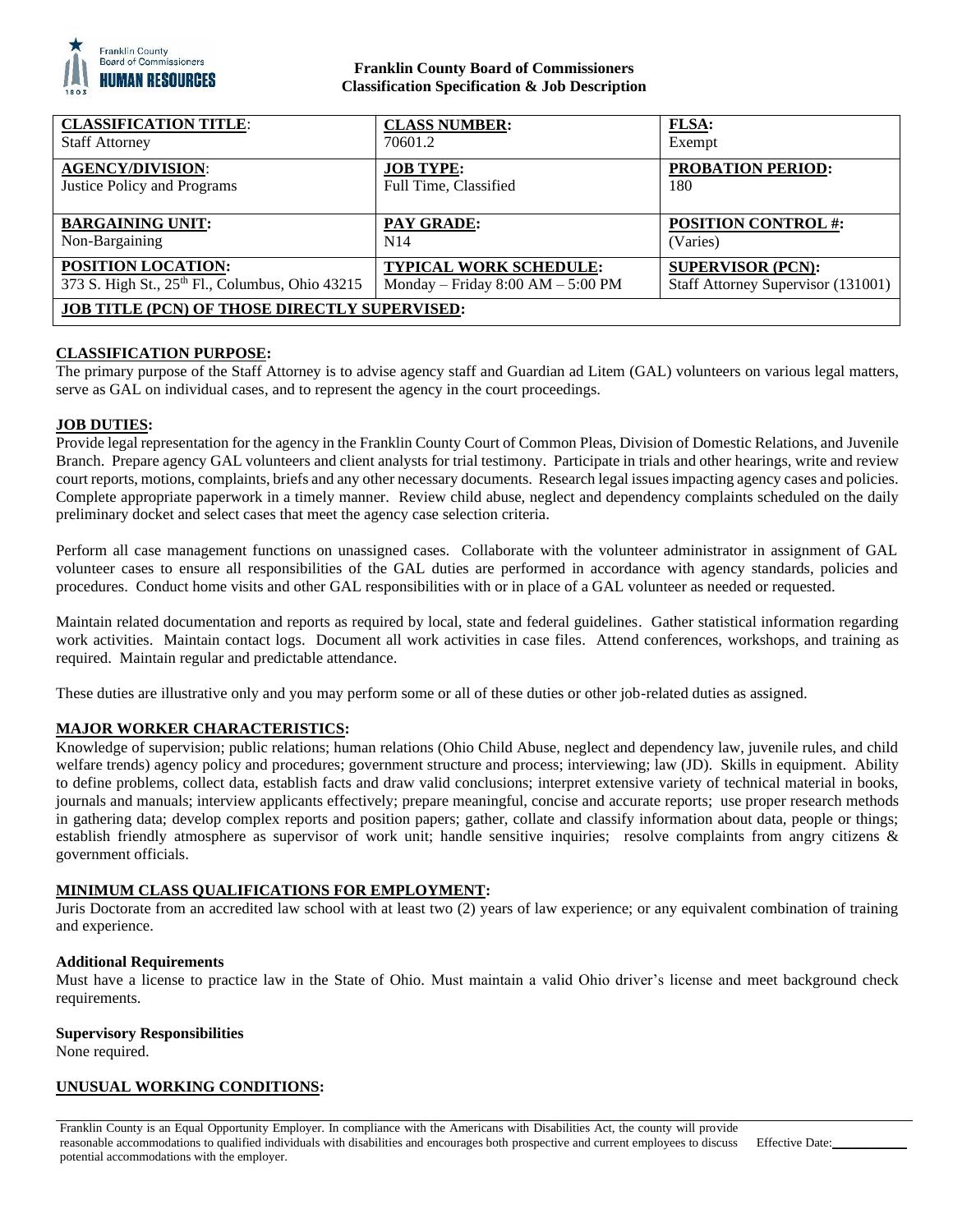**Franklin County Board of Commissioners**
**Classification Specification & Job Description**

| **CLASSIFICATION TITLE**: Staff Attorney | **CLASS NUMBER:** 70601.2 | **FLSA:** Exempt |
|---|---|---|
| **AGENCY/DIVISION**: Justice Policy and Programs | **JOB TYPE:** Full Time, Classified | **PROBATION PERIOD:** 180 |
| **BARGAINING UNIT:** Non-Bargaining | **PAY GRADE:** N14 | **POSITION CONTROL #:** (Varies) |
| **POSITION LOCATION:** 373 S. High St., 25th Fl., Columbus, Ohio 43215 | **TYPICAL WORK SCHEDULE:** Monday – Friday 8:00 AM – 5:00 PM | **SUPERVISOR (PCN):** Staff Attorney Supervisor (131001) |
| **JOB TITLE (PCN) OF THOSE DIRECTLY SUPERVISED:** | | |

## CLASSIFICATION PURPOSE:

The primary purpose of the Staff Attorney is to advise agency staff and Guardian ad Litem (GAL) volunteers on various legal matters, serve as GAL on individual cases, and to represent the agency in the court proceedings.

## JOB DUTIES:

Provide legal representation for the agency in the Franklin County Court of Common Pleas, Division of Domestic Relations, and Juvenile Branch. Prepare agency GAL volunteers and client analysts for trial testimony. Participate in trials and other hearings, write and review court reports, motions, complaints, briefs and any other necessary documents. Research legal issues impacting agency cases and policies. Complete appropriate paperwork in a timely manner. Review child abuse, neglect and dependency complaints scheduled on the daily preliminary docket and select cases that meet the agency case selection criteria.

Perform all case management functions on unassigned cases. Collaborate with the volunteer administrator in assignment of GAL volunteer cases to ensure all responsibilities of the GAL duties are performed in accordance with agency standards, policies and procedures. Conduct home visits and other GAL responsibilities with or in place of a GAL volunteer as needed or requested.

Maintain related documentation and reports as required by local, state and federal guidelines. Gather statistical information regarding work activities. Maintain contact logs. Document all work activities in case files. Attend conferences, workshops, and training as required. Maintain regular and predictable attendance.

These duties are illustrative only and you may perform some or all of these duties or other job-related duties as assigned.

## MAJOR WORKER CHARACTERISTICS:

Knowledge of supervision; public relations; human relations (Ohio Child Abuse, neglect and dependency law, juvenile rules, and child welfare trends) agency policy and procedures; government structure and process; interviewing; law (JD). Skills in equipment. Ability to define problems, collect data, establish facts and draw valid conclusions; interpret extensive variety of technical material in books, journals and manuals; interview applicants effectively; prepare meaningful, concise and accurate reports; use proper research methods in gathering data; develop complex reports and position papers; gather, collate and classify information about data, people or things; establish friendly atmosphere as supervisor of work unit; handle sensitive inquiries; resolve complaints from angry citizens & government officials.

## MINIMUM CLASS QUALIFICATIONS FOR EMPLOYMENT:

Juris Doctorate from an accredited law school with at least two (2) years of law experience; or any equivalent combination of training and experience.

### Additional Requirements

Must have a license to practice law in the State of Ohio. Must maintain a valid Ohio driver's license and meet background check requirements.

### Supervisory Responsibilities

None required.

## UNUSUAL WORKING CONDITIONS:

Franklin County is an Equal Opportunity Employer. In compliance with the Americans with Disabilities Act, the county will provide reasonable accommodations to qualified individuals with disabilities and encourages both prospective and current employees to discuss potential accommodations with the employer.

Effective Date:\_\_\_\_\_\_\_\_\_\_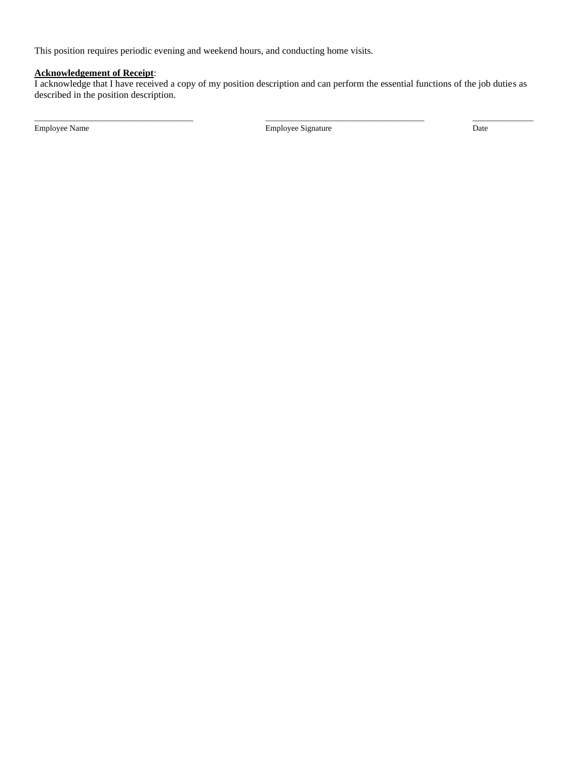This position requires periodic evening and weekend hours, and conducting home visits.

**<u>Acknowledgement of Receipt</u>**:
I acknowledge that I have received a copy of my position description and can perform the essential functions of the job duties as described in the position description.

| | | |
|---|---|---|
| ______________________________ | ______________________________ | ______________ |
| Employee Name | Employee Signature | Date |